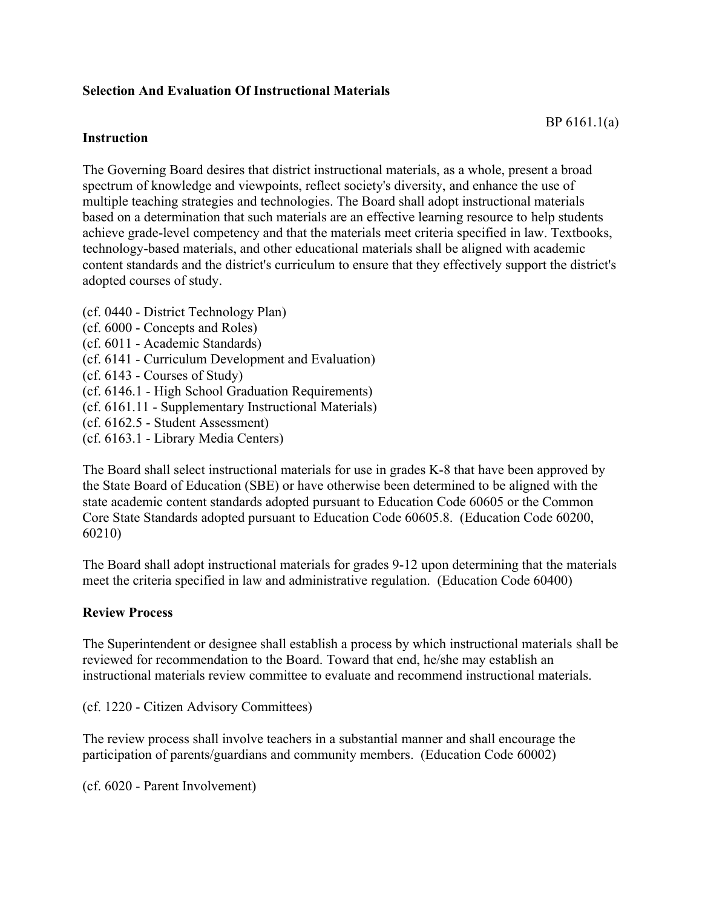**Selection And Evaluation Of Instructional Materials**

BP 6161.1(a)

**Instruction**

The Governing Board desires that district instructional materials, as a whole, present a broad spectrum of knowledge and viewpoints, reflect society's diversity, and enhance the use of multiple teaching strategies and technologies. The Board shall adopt instructional materials based on a determination that such materials are an effective learning resource to help students achieve grade-level competency and that the materials meet criteria specified in law. Textbooks, technology-based materials, and other educational materials shall be aligned with academic content standards and the district's curriculum to ensure that they effectively support the district's adopted courses of study.

(cf. 0440 - District Technology Plan)
(cf. 6000 - Concepts and Roles)
(cf. 6011 - Academic Standards)
(cf. 6141 - Curriculum Development and Evaluation)
(cf. 6143 - Courses of Study)
(cf. 6146.1 - High School Graduation Requirements)
(cf. 6161.11 - Supplementary Instructional Materials)
(cf. 6162.5 - Student Assessment)
(cf. 6163.1 - Library Media Centers)

The Board shall select instructional materials for use in grades K-8 that have been approved by the State Board of Education (SBE) or have otherwise been determined to be aligned with the state academic content standards adopted pursuant to Education Code 60605 or the Common Core State Standards adopted pursuant to Education Code 60605.8. (Education Code 60200, 60210)

The Board shall adopt instructional materials for grades 9-12 upon determining that the materials meet the criteria specified in law and administrative regulation. (Education Code 60400)

**Review Process**

The Superintendent or designee shall establish a process by which instructional materials shall be reviewed for recommendation to the Board. Toward that end, he/she may establish an instructional materials review committee to evaluate and recommend instructional materials.

(cf. 1220 - Citizen Advisory Committees)

The review process shall involve teachers in a substantial manner and shall encourage the participation of parents/guardians and community members. (Education Code 60002)

(cf. 6020 - Parent Involvement)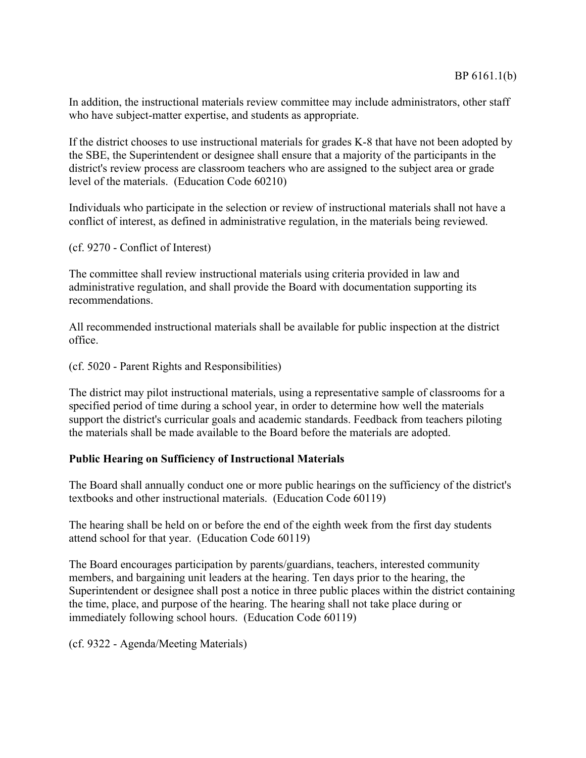In addition, the instructional materials review committee may include administrators, other staff who have subject-matter expertise, and students as appropriate.

If the district chooses to use instructional materials for grades K-8 that have not been adopted by the SBE, the Superintendent or designee shall ensure that a majority of the participants in the district's review process are classroom teachers who are assigned to the subject area or grade level of the materials.  (Education Code 60210)

Individuals who participate in the selection or review of instructional materials shall not have a conflict of interest, as defined in administrative regulation, in the materials being reviewed.

(cf. 9270 - Conflict of Interest)

The committee shall review instructional materials using criteria provided in law and administrative regulation, and shall provide the Board with documentation supporting its recommendations.

All recommended instructional materials shall be available for public inspection at the district office.

(cf. 5020 - Parent Rights and Responsibilities)

The district may pilot instructional materials, using a representative sample of classrooms for a specified period of time during a school year, in order to determine how well the materials support the district's curricular goals and academic standards. Feedback from teachers piloting the materials shall be made available to the Board before the materials are adopted.

**Public Hearing on Sufficiency of Instructional Materials**

The Board shall annually conduct one or more public hearings on the sufficiency of the district's textbooks and other instructional materials.  (Education Code 60119)

The hearing shall be held on or before the end of the eighth week from the first day students attend school for that year.  (Education Code 60119)

The Board encourages participation by parents/guardians, teachers, interested community members, and bargaining unit leaders at the hearing. Ten days prior to the hearing, the Superintendent or designee shall post a notice in three public places within the district containing the time, place, and purpose of the hearing. The hearing shall not take place during or immediately following school hours.  (Education Code 60119)

(cf. 9322 - Agenda/Meeting Materials)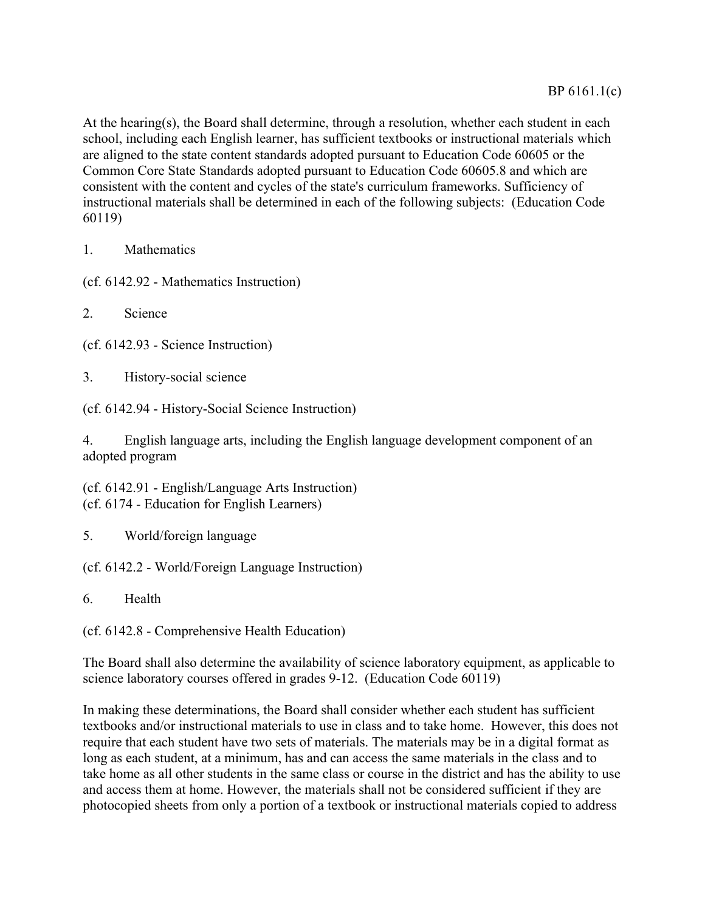At the hearing(s), the Board shall determine, through a resolution, whether each student in each school, including each English learner, has sufficient textbooks or instructional materials which are aligned to the state content standards adopted pursuant to Education Code 60605 or the Common Core State Standards adopted pursuant to Education Code 60605.8 and which are consistent with the content and cycles of the state's curriculum frameworks. Sufficiency of instructional materials shall be determined in each of the following subjects: (Education Code 60119)

1. Mathematics

(cf. 6142.92 - Mathematics Instruction)

2. Science

(cf. 6142.93 - Science Instruction)

3. History-social science

(cf. 6142.94 - History-Social Science Instruction)

4. English language arts, including the English language development component of an adopted program

(cf. 6142.91 - English/Language Arts Instruction)
(cf. 6174 - Education for English Learners)

5. World/foreign language

(cf. 6142.2 - World/Foreign Language Instruction)

6. Health

(cf. 6142.8 - Comprehensive Health Education)

The Board shall also determine the availability of science laboratory equipment, as applicable to science laboratory courses offered in grades 9-12. (Education Code 60119)

In making these determinations, the Board shall consider whether each student has sufficient textbooks and/or instructional materials to use in class and to take home. However, this does not require that each student have two sets of materials. The materials may be in a digital format as long as each student, at a minimum, has and can access the same materials in the class and to take home as all other students in the same class or course in the district and has the ability to use and access them at home. However, the materials shall not be considered sufficient if they are photocopied sheets from only a portion of a textbook or instructional materials copied to address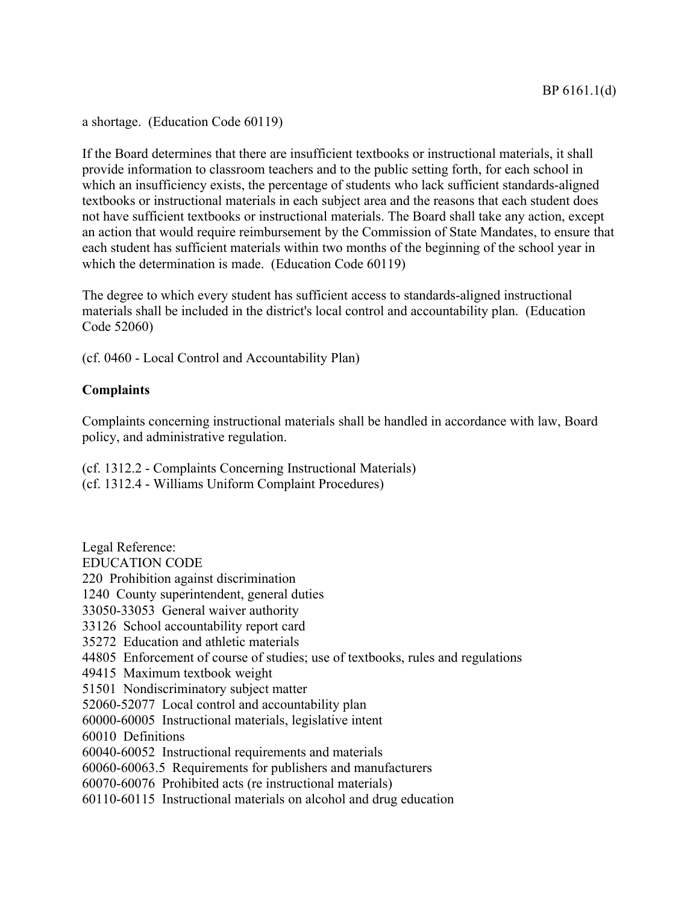a shortage. (Education Code 60119)

If the Board determines that there are insufficient textbooks or instructional materials, it shall provide information to classroom teachers and to the public setting forth, for each school in which an insufficiency exists, the percentage of students who lack sufficient standards-aligned textbooks or instructional materials in each subject area and the reasons that each student does not have sufficient textbooks or instructional materials. The Board shall take any action, except an action that would require reimbursement by the Commission of State Mandates, to ensure that each student has sufficient materials within two months of the beginning of the school year in which the determination is made. (Education Code 60119)

The degree to which every student has sufficient access to standards-aligned instructional materials shall be included in the district's local control and accountability plan. (Education Code 52060)

(cf. 0460 - Local Control and Accountability Plan)

**Complaints**

Complaints concerning instructional materials shall be handled in accordance with law, Board policy, and administrative regulation.

(cf. 1312.2 - Complaints Concerning Instructional Materials)
(cf. 1312.4 - Williams Uniform Complaint Procedures)

Legal Reference:
EDUCATION CODE
220 Prohibition against discrimination
1240 County superintendent, general duties
33050-33053 General waiver authority
33126 School accountability report card
35272 Education and athletic materials
44805 Enforcement of course of studies; use of textbooks, rules and regulations
49415 Maximum textbook weight
51501 Nondiscriminatory subject matter
52060-52077 Local control and accountability plan
60000-60005 Instructional materials, legislative intent
60010 Definitions
60040-60052 Instructional requirements and materials
60060-60063.5 Requirements for publishers and manufacturers
60070-60076 Prohibited acts (re instructional materials)
60110-60115 Instructional materials on alcohol and drug education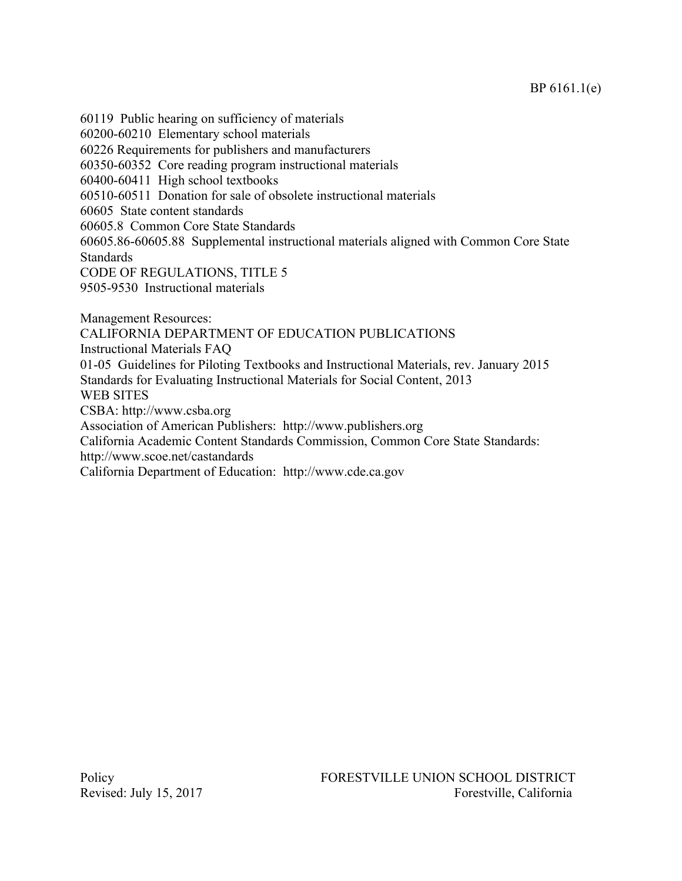60119 Public hearing on sufficiency of materials
60200-60210 Elementary school materials
60226 Requirements for publishers and manufacturers
60350-60352 Core reading program instructional materials
60400-60411 High school textbooks
60510-60511 Donation for sale of obsolete instructional materials
60605 State content standards
60605.8 Common Core State Standards
60605.86-60605.88 Supplemental instructional materials aligned with Common Core State Standards
CODE OF REGULATIONS, TITLE 5
9505-9530 Instructional materials

Management Resources:
CALIFORNIA DEPARTMENT OF EDUCATION PUBLICATIONS
Instructional Materials FAQ
01-05 Guidelines for Piloting Textbooks and Instructional Materials, rev. January 2015
Standards for Evaluating Instructional Materials for Social Content, 2013
WEB SITES
CSBA: http://www.csba.org
Association of American Publishers: http://www.publishers.org
California Academic Content Standards Commission, Common Core State Standards: http://www.scoe.net/castandards
California Department of Education: http://www.cde.ca.gov

Policy
Revised: July 15, 2017

FORESTVILLE UNION SCHOOL DISTRICT
Forestville, California